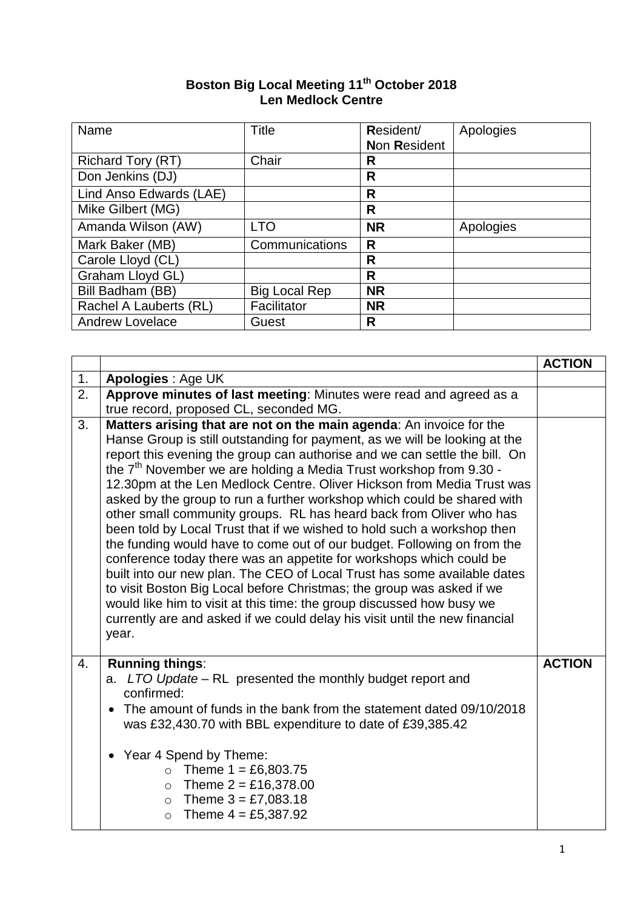# Boston Big Local Meeting 11th October 2018
## Len Medlock Centre

| Name | Title | **R**esident/ **N**on **R**esident | Apologies |
|---|---|---|---|
| Richard Tory (RT) | Chair | **R** | |
| Don Jenkins (DJ) | | **R** | |
| Lind Anso Edwards (LAE) | | **R** | |
| Mike Gilbert (MG) | | **R** | |
| Amanda Wilson (AW) | LTO | **NR** | Apologies |
| Mark Baker (MB) | Communications | **R** | |
| Carole Lloyd (CL) | | **R** | |
| Graham Lloyd GL) | | **R** | |
| Bill Badham (BB) | Big Local Rep | **NR** | |
| Rachel A Lauberts (RL) | Facilitator | **NR** | |
| Andrew Lovelace | Guest | **R** | |

| | | **ACTION** |
|---|---|---|
| 1. | **Apologies** : Age UK | |
| 2. | **Approve minutes of last meeting**: Minutes were read and agreed as a true record, proposed CL, seconded MG. | |
| 3. | **Matters arising that are not on the main agenda**: An invoice for the Hanse Group is still outstanding for payment, as we will be looking at the report this evening the group can authorise and we can settle the bill. On the 7th November we are holding a Media Trust workshop from 9.30 - 12.30pm at the Len Medlock Centre. Oliver Hickson from Media Trust was asked by the group to run a further workshop which could be shared with other small community groups. RL has heard back from Oliver who has been told by Local Trust that if we wished to hold such a workshop then the funding would have to come out of our budget. Following on from the conference today there was an appetite for workshops which could be built into our new plan. The CEO of Local Trust has some available dates to visit Boston Big Local before Christmas; the group was asked if we would like him to visit at this time: the group discussed how busy we currently are and asked if we could delay his visit until the new financial year. | |
| 4. | **Running things**:<br>a. *LTO Update* – RL presented the monthly budget report and confirmed:<br>• The amount of funds in the bank from the statement dated 09/10/2018 was £32,430.70 with BBL expenditure to date of £39,385.42<br><br>• Year 4 Spend by Theme:<br>&nbsp;&nbsp;&nbsp;&nbsp;○ Theme 1 = £6,803.75<br>&nbsp;&nbsp;&nbsp;&nbsp;○ Theme 2 = £16,378.00<br>&nbsp;&nbsp;&nbsp;&nbsp;○ Theme 3 = £7,083.18<br>&nbsp;&nbsp;&nbsp;&nbsp;○ Theme 4 = £5,387.92 | **ACTION** |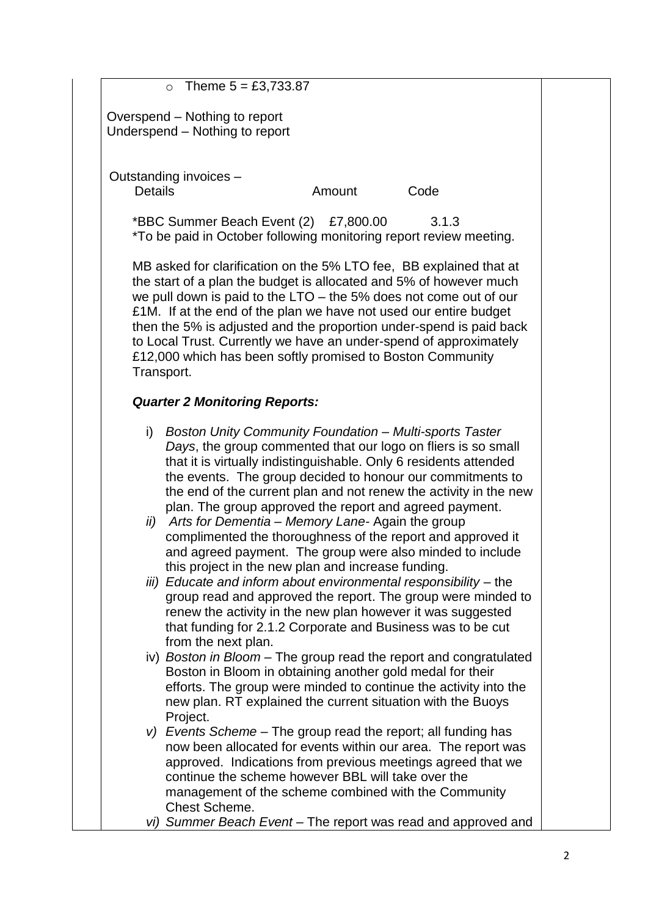- Theme 5 = £3,733.87

Overspend – Nothing to report
Underspend – Nothing to report

Outstanding invoices –

| Details | Amount | Code |
| --- | --- | --- |
| *BBC Summer Beach Event (2) | £7,800.00 | 3.1.3 |

*To be paid in October following monitoring report review meeting.

MB asked for clarification on the 5% LTO fee, BB explained that at the start of a plan the budget is allocated and 5% of however much we pull down is paid to the LTO – the 5% does not come out of our £1M. If at the end of the plan we have not used our entire budget then the 5% is adjusted and the proportion under-spend is paid back to Local Trust. Currently we have an under-spend of approximately £12,000 which has been softly promised to Boston Community Transport.

***Quarter 2 Monitoring Reports:***

i) *Boston Unity Community Foundation – Multi-sports Taster Days*, the group commented that our logo on fliers is so small that it is virtually indistinguishable. Only 6 residents attended the events. The group decided to honour our commitments to the end of the current plan and not renew the activity in the new plan. The group approved the report and agreed payment.

*ii) Arts for Dementia – Memory Lane-* Again the group complimented the thoroughness of the report and approved it and agreed payment. The group were also minded to include this project in the new plan and increase funding.

*iii) Educate and inform about environmental responsibility* – the group read and approved the report. The group were minded to renew the activity in the new plan however it was suggested that funding for 2.1.2 Corporate and Business was to be cut from the next plan.

iv) *Boston in Bloom* – The group read the report and congratulated Boston in Bloom in obtaining another gold medal for their efforts. The group were minded to continue the activity into the new plan. RT explained the current situation with the Buoys Project.

*v) Events Scheme* – The group read the report; all funding has now been allocated for events within our area. The report was approved. Indications from previous meetings agreed that we continue the scheme however BBL will take over the management of the scheme combined with the Community Chest Scheme.

*vi) Summer Beach Event* – The report was read and approved and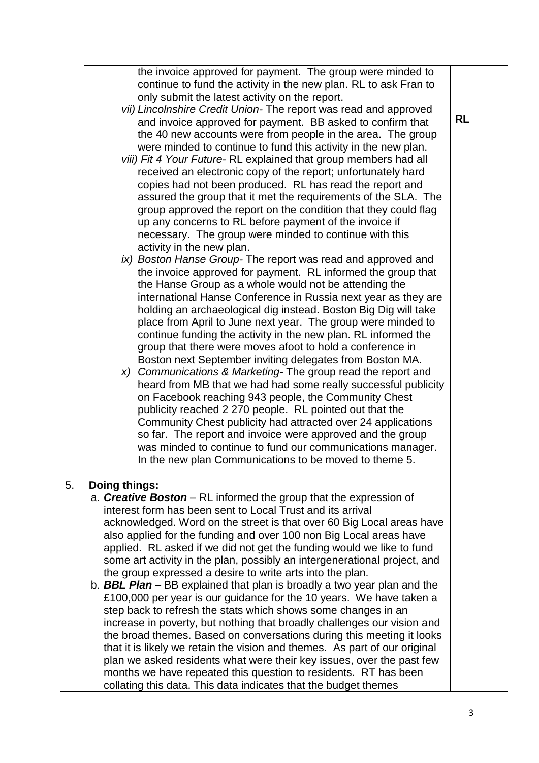| | | |
|---|---|---|
| | the invoice approved for payment. The group were minded to continue to fund the activity in the new plan. RL to ask Fran to only submit the latest activity on the report.<br>*vii) Lincolnshire Credit Union*- The report was read and approved and invoice approved for payment. BB asked to confirm that the 40 new accounts were from people in the area. The group were minded to continue to fund this activity in the new plan.<br>*viii) Fit 4 Your Future*- RL explained that group members had all received an electronic copy of the report; unfortunately hard copies had not been produced. RL has read the report and assured the group that it met the requirements of the SLA. The group approved the report on the condition that they could flag up any concerns to RL before payment of the invoice if necessary. The group were minded to continue with this activity in the new plan.<br>*ix) Boston Hanse Group*- The report was read and approved and the invoice approved for payment. RL informed the group that the Hanse Group as a whole would not be attending the international Hanse Conference in Russia next year as they are holding an archaeological dig instead. Boston Big Dig will take place from April to June next year. The group were minded to continue funding the activity in the new plan. RL informed the group that there were moves afoot to hold a conference in Boston next September inviting delegates from Boston MA.<br>*x) Communications & Marketing*- The group read the report and heard from MB that we had had some really successful publicity on Facebook reaching 943 people, the Community Chest publicity reached 2 270 people. RL pointed out that the Community Chest publicity had attracted over 24 applications so far. The report and invoice were approved and the group was minded to continue to fund our communications manager. In the new plan Communications to be moved to theme 5. | **RL** |
| 5. | **Doing things:**<br>a. ***Creative Boston*** – RL informed the group that the expression of interest form has been sent to Local Trust and its arrival acknowledged. Word on the street is that over 60 Big Local areas have also applied for the funding and over 100 non Big Local areas have applied. RL asked if we did not get the funding would we like to fund some art activity in the plan, possibly an intergenerational project, and the group expressed a desire to write arts into the plan.<br>b. ***BBL Plan –*** BB explained that plan is broadly a two year plan and the £100,000 per year is our guidance for the 10 years. We have taken a step back to refresh the stats which shows some changes in an increase in poverty, but nothing that broadly challenges our vision and the broad themes. Based on conversations during this meeting it looks that it is likely we retain the vision and themes. As part of our original plan we asked residents what were their key issues, over the past few months we have repeated this question to residents. RT has been collating this data. This data indicates that the budget themes | |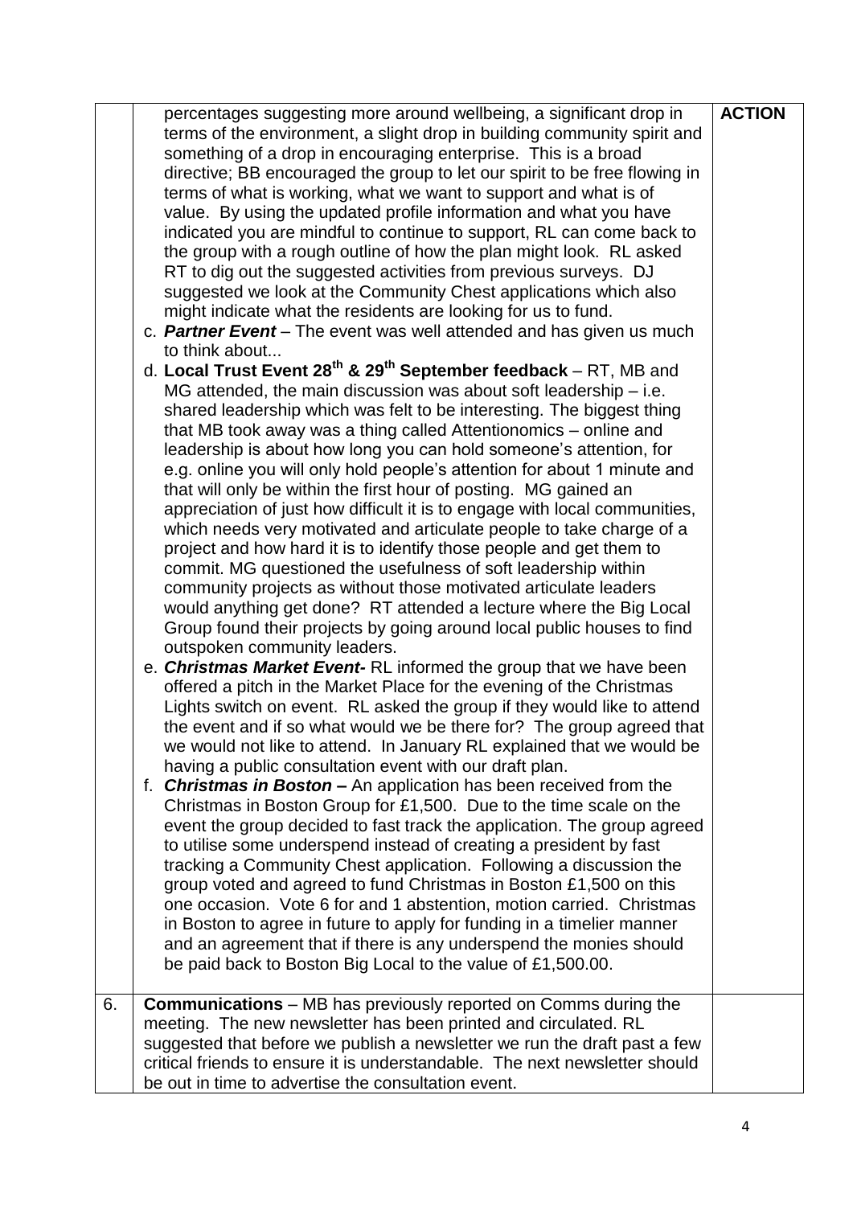| | | ACTION |
|---|---|---|
| | percentages suggesting more around wellbeing, a significant drop in terms of the environment, a slight drop in building community spirit and something of a drop in encouraging enterprise. This is a broad directive; BB encouraged the group to let our spirit to be free flowing in terms of what is working, what we want to support and what is of value. By using the updated profile information and what you have indicated you are mindful to continue to support, RL can come back to the group with a rough outline of how the plan might look. RL asked RT to dig out the suggested activities from previous surveys. DJ suggested we look at the Community Chest applications which also might indicate what the residents are looking for us to fund.<br>c. ***Partner Event*** – The event was well attended and has given us much to think about...<br>d. **Local Trust Event 28th & 29th September feedback** – RT, MB and MG attended, the main discussion was about soft leadership – i.e. shared leadership which was felt to be interesting. The biggest thing that MB took away was a thing called Attentionomics – online and leadership is about how long you can hold someone's attention, for e.g. online you will only hold people's attention for about 1 minute and that will only be within the first hour of posting. MG gained an appreciation of just how difficult it is to engage with local communities, which needs very motivated and articulate people to take charge of a project and how hard it is to identify those people and get them to commit. MG questioned the usefulness of soft leadership within community projects as without those motivated articulate leaders would anything get done? RT attended a lecture where the Big Local Group found their projects by going around local public houses to find outspoken community leaders.<br>e. ***Christmas Market Event-*** RL informed the group that we have been offered a pitch in the Market Place for the evening of the Christmas Lights switch on event. RL asked the group if they would like to attend the event and if so what would we be there for? The group agreed that we would not like to attend. In January RL explained that we would be having a public consultation event with our draft plan.<br>f. ***Christmas in Boston –*** An application has been received from the Christmas in Boston Group for £1,500. Due to the time scale on the event the group decided to fast track the application. The group agreed to utilise some underspend instead of creating a president by fast tracking a Community Chest application. Following a discussion the group voted and agreed to fund Christmas in Boston £1,500 on this one occasion. Vote 6 for and 1 abstention, motion carried. Christmas in Boston to agree in future to apply for funding in a timelier manner and an agreement that if there is any underspend the monies should be paid back to Boston Big Local to the value of £1,500.00. | |
| 6. | **Communications** – MB has previously reported on Comms during the meeting. The new newsletter has been printed and circulated. RL suggested that before we publish a newsletter we run the draft past a few critical friends to ensure it is understandable. The next newsletter should be out in time to advertise the consultation event. | |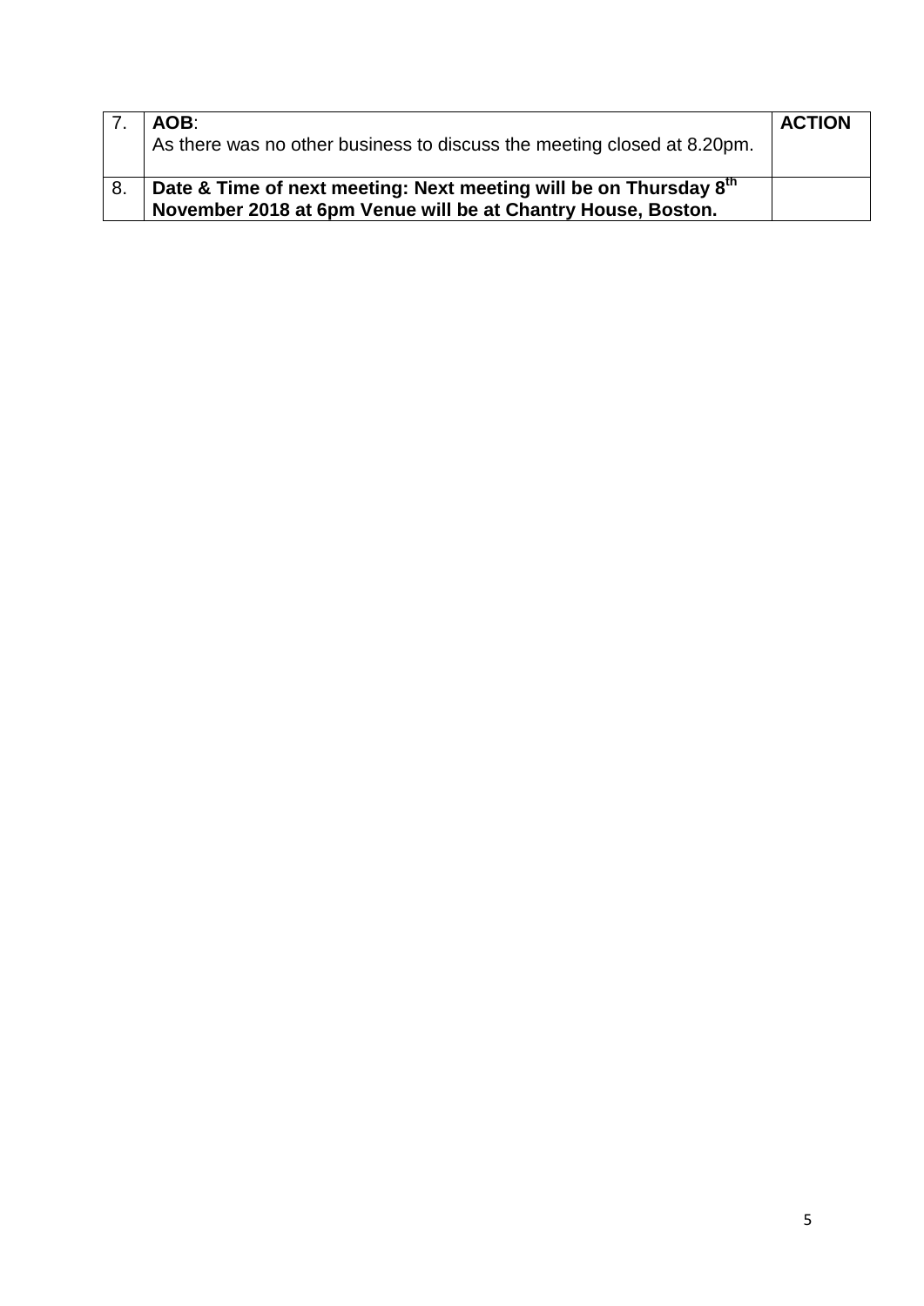| | | |
|---|---|---|
| 7. | **AOB**:<br>As there was no other business to discuss the meeting closed at 8.20pm. | **ACTION** |
| 8. | **Date & Time of next meeting: Next meeting will be on Thursday 8th November 2018 at 6pm Venue will be at Chantry House, Boston.** | |